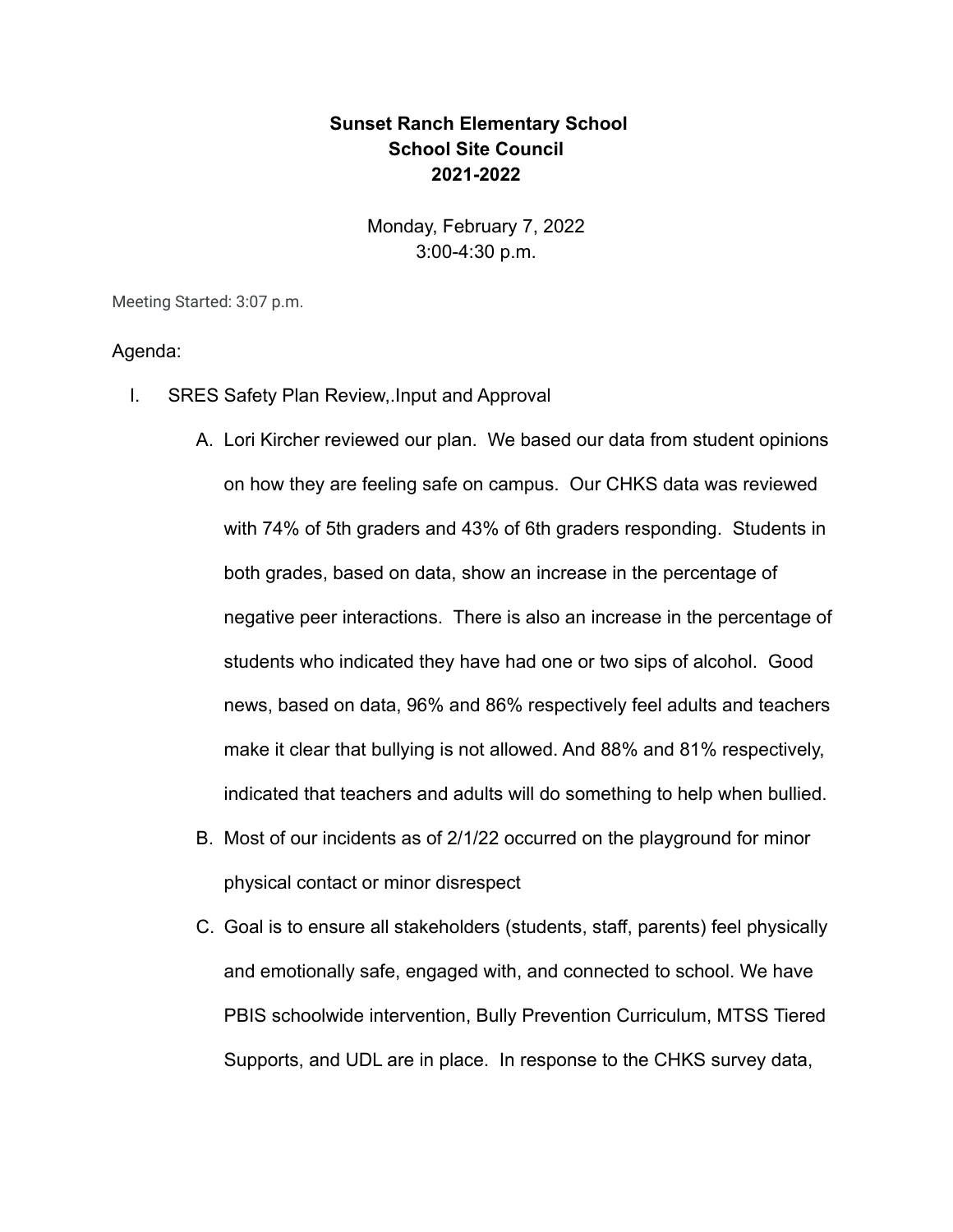**Sunset Ranch Elementary School**
**School Site Council**
**2021-2022**

Monday, February 7, 2022
3:00-4:30 p.m.

Meeting Started: 3:07 p.m.

Agenda:

I. SRES Safety Plan Review,.Input and Approval

   A. Lori Kircher reviewed our plan. We based our data from student opinions on how they are feeling safe on campus. Our CHKS data was reviewed with 74% of 5th graders and 43% of 6th graders responding. Students in both grades, based on data, show an increase in the percentage of negative peer interactions. There is also an increase in the percentage of students who indicated they have had one or two sips of alcohol. Good news, based on data, 96% and 86% respectively feel adults and teachers make it clear that bullying is not allowed. And 88% and 81% respectively, indicated that teachers and adults will do something to help when bullied.

   B. Most of our incidents as of 2/1/22 occurred on the playground for minor physical contact or minor disrespect

   C. Goal is to ensure all stakeholders (students, staff, parents) feel physically and emotionally safe, engaged with, and connected to school. We have PBIS schoolwide intervention, Bully Prevention Curriculum, MTSS Tiered Supports, and UDL are in place. In response to the CHKS survey data,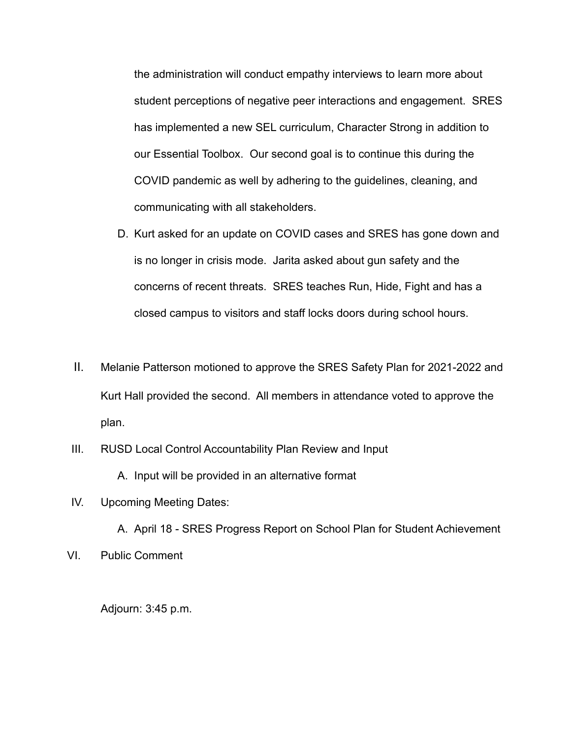the administration will conduct empathy interviews to learn more about student perceptions of negative peer interactions and engagement. SRES has implemented a new SEL curriculum, Character Strong in addition to our Essential Toolbox. Our second goal is to continue this during the COVID pandemic as well by adhering to the guidelines, cleaning, and communicating with all stakeholders.

D. Kurt asked for an update on COVID cases and SRES has gone down and is no longer in crisis mode. Jarita asked about gun safety and the concerns of recent threats. SRES teaches Run, Hide, Fight and has a closed campus to visitors and staff locks doors during school hours.

II. Melanie Patterson motioned to approve the SRES Safety Plan for 2021-2022 and Kurt Hall provided the second. All members in attendance voted to approve the plan.

III. RUSD Local Control Accountability Plan Review and Input

   A. Input will be provided in an alternative format

IV. Upcoming Meeting Dates:

   A. April 18 - SRES Progress Report on School Plan for Student Achievement

VI. Public Comment

Adjourn: 3:45 p.m.